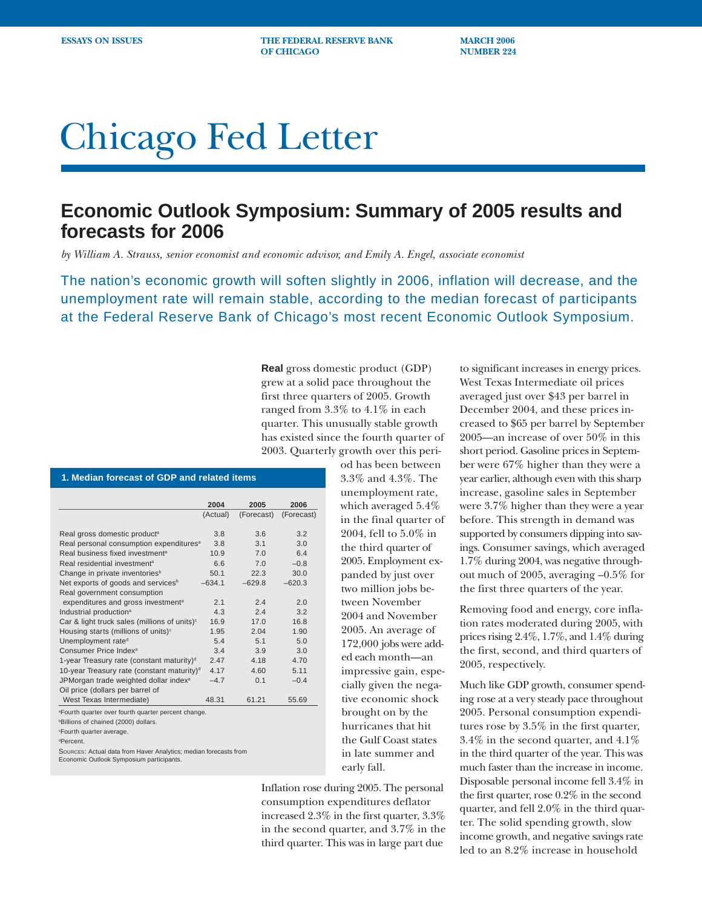Chicago Fed Letter

ESSAYS ON ISSUES — THE FEDERAL RESERVE BANK OF CHICAGO — MARCH 2006 NUMBER 224

# Economic Outlook Symposium: Summary of 2005 results and forecasts for 2006

*by William A. Strauss, senior economist and economic advisor, and Emily A. Engel, associate economist*

The nation's economic growth will soften slightly in 2006, inflation will decrease, and the unemployment rate will remain stable, according to the median forecast of participants at the Federal Reserve Bank of Chicago's most recent Economic Outlook Symposium.

**Real** gross domestic product (GDP) grew at a solid pace throughout the first three quarters of 2005. Growth ranged from 3.3% to 4.1% in each quarter. This unusually stable growth has existed since the fourth quarter of 2003. Quarterly growth over this period has been between 3.3% and 4.3%. The unemployment rate, which averaged 5.4% in the final quarter of 2004, fell to 5.0% in the third quarter of 2005. Employment expanded by just over two million jobs between November 2004 and November 2005. An average of 172,000 jobs were added each month—an impressive gain, especially given the negative economic shock brought on by the hurricanes that hit the Gulf Coast states in late summer and early fall.

**1. Median forecast of GDP and related items**

| | 2004 (Actual) | 2005 (Forecast) | 2006 (Forecast) |
|---|---|---|---|
| Real gross domestic product[a] | 3.8 | 3.6 | 3.2 |
| Real personal consumption expenditures[a] | 3.8 | 3.1 | 3.0 |
| Real business fixed investment[a] | 10.9 | 7.0 | 6.4 |
| Real residential investment[a] | 6.6 | 7.0 | –0.8 |
| Change in private inventories[b] | 50.1 | 22.3 | 30.0 |
| Net exports of goods and services[b] | –634.1 | –629.8 | –620.3 |
| Real government consumption expenditures and gross investment[a] | 2.1 | 2.4 | 2.0 |
| Industrial production[a] | 4.3 | 2.4 | 3.2 |
| Car & light truck sales (millions of units)[c] | 16.9 | 17.0 | 16.8 |
| Housing starts (millions of units)[c] | 1.95 | 2.04 | 1.90 |
| Unemployment rate[d] | 5.4 | 5.1 | 5.0 |
| Consumer Price Index[a] | 3.4 | 3.9 | 3.0 |
| 1-year Treasury rate (constant maturity)[d] | 2.47 | 4.18 | 4.70 |
| 10-year Treasury rate (constant maturity)[d] | 4.17 | 4.60 | 5.11 |
| JPMorgan trade weighted dollar index[a] | –4.7 | 0.1 | –0.4 |
| Oil price (dollars per barrel of West Texas Intermediate) | 48.31 | 61.21 | 55.69 |

[a]Fourth quarter over fourth quarter percent change.
[b]Billions of chained (2000) dollars.
[c]Fourth quarter average.
[d]Percent.
Sources: Actual data from Haver Analytics; median forecasts from Economic Outlook Symposium participants.

Inflation rose during 2005. The personal consumption expenditures deflator increased 2.3% in the first quarter, 3.3% in the second quarter, and 3.7% in the third quarter. This was in large part due to significant increases in energy prices. West Texas Intermediate oil prices averaged just over $43 per barrel in December 2004, and these prices increased to $65 per barrel by September 2005—an increase of over 50% in this short period. Gasoline prices in September were 67% higher than they were a year earlier, although even with this sharp increase, gasoline sales in September were 3.7% higher than they were a year before. This strength in demand was supported by consumers dipping into savings. Consumer savings, which averaged 1.7% during 2004, was negative throughout much of 2005, averaging –0.5% for the first three quarters of the year.

Removing food and energy, core inflation rates moderated during 2005, with prices rising 2.4%, 1.7%, and 1.4% during the first, second, and third quarters of 2005, respectively.

Much like GDP growth, consumer spending rose at a very steady pace throughout 2005. Personal consumption expenditures rose by 3.5% in the first quarter, 3.4% in the second quarter, and 4.1% in the third quarter of the year. This was much faster than the increase in income. Disposable personal income fell 3.4% in the first quarter, rose 0.2% in the second quarter, and fell 2.0% in the third quarter. The solid spending growth, slow income growth, and negative savings rate led to an 8.2% increase in household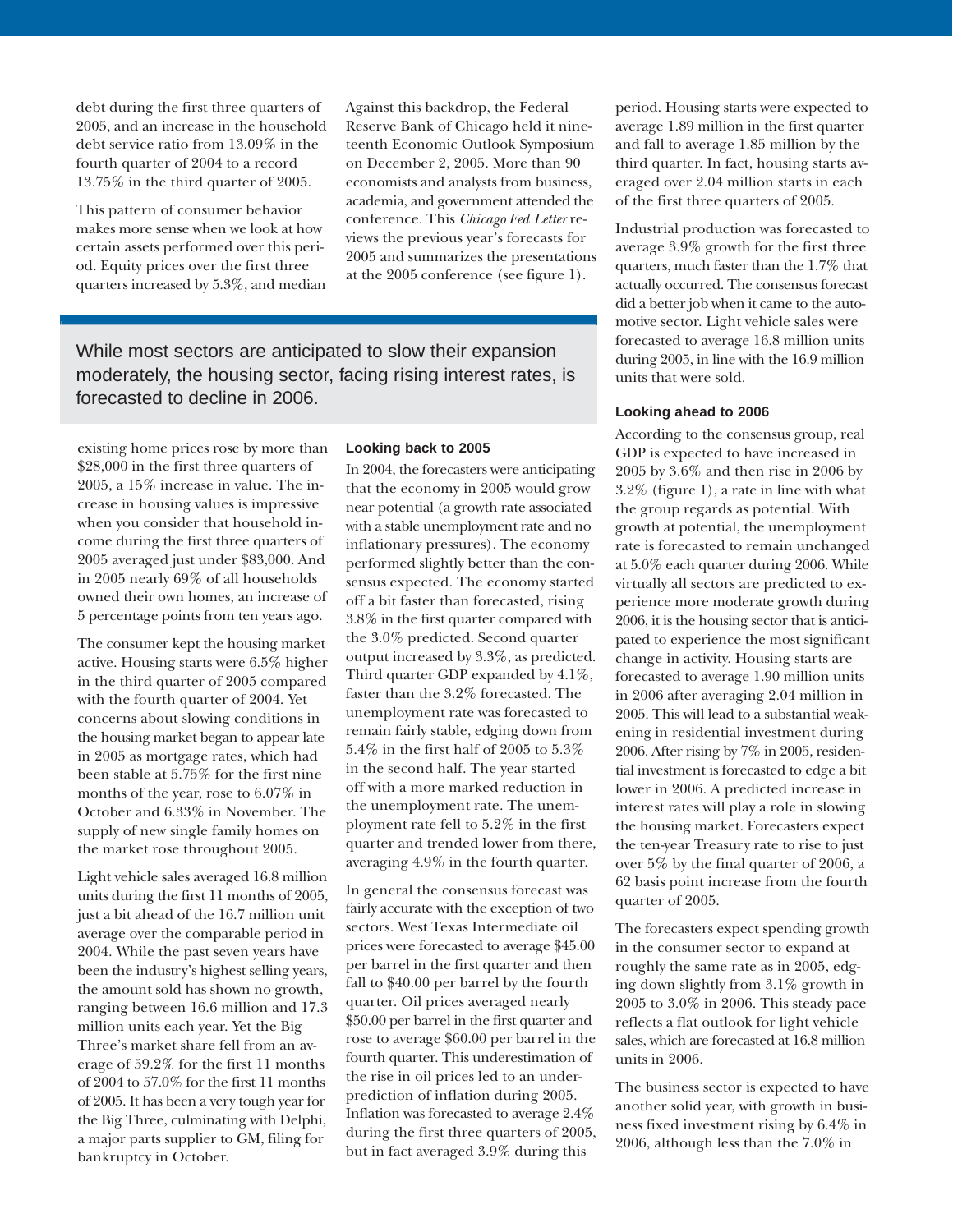debt during the first three quarters of 2005, and an increase in the household debt service ratio from 13.09% in the fourth quarter of 2004 to a record 13.75% in the third quarter of 2005.

This pattern of consumer behavior makes more sense when we look at how certain assets performed over this period. Equity prices over the first three quarters increased by 5.3%, and median existing home prices rose by more than $28,000 in the first three quarters of 2005, a 15% increase in value. The increase in housing values is impressive when you consider that household income during the first three quarters of 2005 averaged just under $83,000. And in 2005 nearly 69% of all households owned their own homes, an increase of 5 percentage points from ten years ago.

The consumer kept the housing market active. Housing starts were 6.5% higher in the third quarter of 2005 compared with the fourth quarter of 2004. Yet concerns about slowing conditions in the housing market began to appear late in 2005 as mortgage rates, which had been stable at 5.75% for the first nine months of the year, rose to 6.07% in October and 6.33% in November. The supply of new single family homes on the market rose throughout 2005.

Light vehicle sales averaged 16.8 million units during the first 11 months of 2005, just a bit ahead of the 16.7 million unit average over the comparable period in 2004. While the past seven years have been the industry's highest selling years, the amount sold has shown no growth, ranging between 16.6 million and 17.3 million units each year. Yet the Big Three's market share fell from an average of 59.2% for the first 11 months of 2004 to 57.0% for the first 11 months of 2005. It has been a very tough year for the Big Three, culminating with Delphi, a major parts supplier to GM, filing for bankruptcy in October.

Against this backdrop, the Federal Reserve Bank of Chicago held it nineteenth Economic Outlook Symposium on December 2, 2005. More than 90 economists and analysts from business, academia, and government attended the conference. This *Chicago Fed Letter* reviews the previous year's forecasts for 2005 and summarizes the presentations at the 2005 conference (see figure 1).

> While most sectors are anticipated to slow their expansion moderately, the housing sector, facing rising interest rates, is forecasted to decline in 2006.

### Looking back to 2005

In 2004, the forecasters were anticipating that the economy in 2005 would grow near potential (a growth rate associated with a stable unemployment rate and no inflationary pressures). The economy performed slightly better than the consensus expected. The economy started off a bit faster than forecasted, rising 3.8% in the first quarter compared with the 3.0% predicted. Second quarter output increased by 3.3%, as predicted. Third quarter GDP expanded by 4.1%, faster than the 3.2% forecasted. The unemployment rate was forecasted to remain fairly stable, edging down from 5.4% in the first half of 2005 to 5.3% in the second half. The year started off with a more marked reduction in the unemployment rate. The unemployment rate fell to 5.2% in the first quarter and trended lower from there, averaging 4.9% in the fourth quarter.

In general the consensus forecast was fairly accurate with the exception of two sectors. West Texas Intermediate oil prices were forecasted to average $45.00 per barrel in the first quarter and then fall to $40.00 per barrel by the fourth quarter. Oil prices averaged nearly $50.00 per barrel in the first quarter and rose to average $60.00 per barrel in the fourth quarter. This underestimation of the rise in oil prices led to an underprediction of inflation during 2005. Inflation was forecasted to average 2.4% during the first three quarters of 2005, but in fact averaged 3.9% during this period. Housing starts were expected to average 1.89 million in the first quarter and fall to average 1.85 million by the third quarter. In fact, housing starts averaged over 2.04 million starts in each of the first three quarters of 2005.

Industrial production was forecasted to average 3.9% growth for the first three quarters, much faster than the 1.7% that actually occurred. The consensus forecast did a better job when it came to the automotive sector. Light vehicle sales were forecasted to average 16.8 million units during 2005, in line with the 16.9 million units that were sold.

### Looking ahead to 2006

According to the consensus group, real GDP is expected to have increased in 2005 by 3.6% and then rise in 2006 by 3.2% (figure 1), a rate in line with what the group regards as potential. With growth at potential, the unemployment rate is forecasted to remain unchanged at 5.0% each quarter during 2006. While virtually all sectors are predicted to experience more moderate growth during 2006, it is the housing sector that is anticipated to experience the most significant change in activity. Housing starts are forecasted to average 1.90 million units in 2006 after averaging 2.04 million in 2005. This will lead to a substantial weakening in residential investment during 2006. After rising by 7% in 2005, residential investment is forecasted to edge a bit lower in 2006. A predicted increase in interest rates will play a role in slowing the housing market. Forecasters expect the ten-year Treasury rate to rise to just over 5% by the final quarter of 2006, a 62 basis point increase from the fourth quarter of 2005.

The forecasters expect spending growth in the consumer sector to expand at roughly the same rate as in 2005, edging down slightly from 3.1% growth in 2005 to 3.0% in 2006. This steady pace reflects a flat outlook for light vehicle sales, which are forecasted at 16.8 million units in 2006.

The business sector is expected to have another solid year, with growth in business fixed investment rising by 6.4% in 2006, although less than the 7.0% in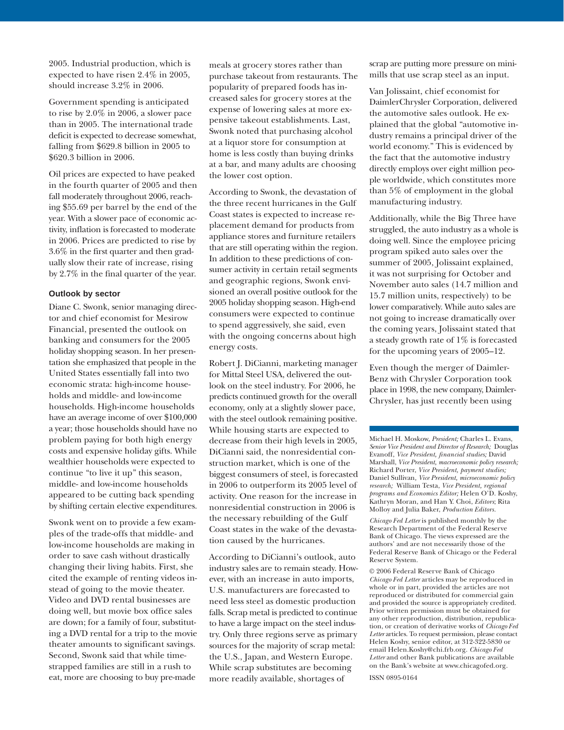2005. Industrial production, which is expected to have risen 2.4% in 2005, should increase 3.2% in 2006.

Government spending is anticipated to rise by 2.0% in 2006, a slower pace than in 2005. The international trade deficit is expected to decrease somewhat, falling from $629.8 billion in 2005 to $620.3 billion in 2006.

Oil prices are expected to have peaked in the fourth quarter of 2005 and then fall moderately throughout 2006, reaching $55.69 per barrel by the end of the year. With a slower pace of economic activity, inflation is forecasted to moderate in 2006. Prices are predicted to rise by 3.6% in the first quarter and then gradually slow their rate of increase, rising by 2.7% in the final quarter of the year.

### Outlook by sector

Diane C. Swonk, senior managing director and chief economist for Mesirow Financial, presented the outlook on banking and consumers for the 2005 holiday shopping season. In her presentation she emphasized that people in the United States essentially fall into two economic strata: high-income households and middle- and low-income households. High-income households have an average income of over $100,000 a year; those households should have no problem paying for both high energy costs and expensive holiday gifts. While wealthier households were expected to continue "to live it up" this season, middle- and low-income households appeared to be cutting back spending by shifting certain elective expenditures.

Swonk went on to provide a few examples of the trade-offs that middle- and low-income households are making in order to save cash without drastically changing their living habits. First, she cited the example of renting videos instead of going to the movie theater. Video and DVD rental businesses are doing well, but movie box office sales are down; for a family of four, substituting a DVD rental for a trip to the movie theater amounts to significant savings. Second, Swonk said that while time-strapped families are still in a rush to eat, more are choosing to buy pre-made meals at grocery stores rather than purchase takeout from restaurants. The popularity of prepared foods has increased sales for grocery stores at the expense of lowering sales at more expensive takeout establishments. Last, Swonk noted that purchasing alcohol at a liquor store for consumption at home is less costly than buying drinks at a bar, and many adults are choosing the lower cost option.

According to Swonk, the devastation of the three recent hurricanes in the Gulf Coast states is expected to increase replacement demand for products from appliance stores and furniture retailers that are still operating within the region. In addition to these predictions of consumer activity in certain retail segments and geographic regions, Swonk envisioned an overall positive outlook for the 2005 holiday shopping season. High-end consumers were expected to continue to spend aggressively, she said, even with the ongoing concerns about high energy costs.

Robert J. DiCianni, marketing manager for Mittal Steel USA, delivered the outlook on the steel industry. For 2006, he predicts continued growth for the overall economy, only at a slightly slower pace, with the steel outlook remaining positive. While housing starts are expected to decrease from their high levels in 2005, DiCianni said, the nonresidential construction market, which is one of the biggest consumers of steel, is forecasted in 2006 to outperform its 2005 level of activity. One reason for the increase in nonresidential construction in 2006 is the necessary rebuilding of the Gulf Coast states in the wake of the devastation caused by the hurricanes.

According to DiCianni's outlook, auto industry sales are to remain steady. However, with an increase in auto imports, U.S. manufacturers are forecasted to need less steel as domestic production falls. Scrap metal is predicted to continue to have a large impact on the steel industry. Only three regions serve as primary sources for the majority of scrap metal: the U.S., Japan, and Western Europe. While scrap substitutes are becoming more readily available, shortages of scrap are putting more pressure on mini-mills that use scrap steel as an input.

Van Jolissaint, chief economist for DaimlerChrysler Corporation, delivered the automotive sales outlook. He explained that the global "automotive industry remains a principal driver of the world economy." This is evidenced by the fact that the automotive industry directly employs over eight million people worldwide, which constitutes more than 5% of employment in the global manufacturing industry.

Additionally, while the Big Three have struggled, the auto industry as a whole is doing well. Since the employee pricing program spiked auto sales over the summer of 2005, Jolissaint explained, it was not surprising for October and November auto sales (14.7 million and 15.7 million units, respectively) to be lower comparatively. While auto sales are not going to increase dramatically over the coming years, Jolissaint stated that a steady growth rate of 1% is forecasted for the upcoming years of 2005–12.

Even though the merger of Daimler-Benz with Chrysler Corporation took place in 1998, the new company, DaimlerChrysler, has just recently been using

---

Michael H. Moskow, *President;* Charles L. Evans, *Senior Vice President and Director of Research;* Douglas Evanoff, *Vice President, financial studies;* David Marshall, *Vice President, macroeconomic policy research;* Richard Porter, *Vice President, payment studies;* Daniel Sullivan, *Vice President, microeconomic policy research;* William Testa, *Vice President, regional programs and Economics Editor;* Helen O'D. Koshy, Kathryn Moran, and Han Y. Choi, *Editors*; Rita Molloy and Julia Baker, *Production Editors.*

*Chicago Fed Letter* is published monthly by the Research Department of the Federal Reserve Bank of Chicago. The views expressed are the authors' and are not necessarily those of the Federal Reserve Bank of Chicago or the Federal Reserve System.

© 2006 Federal Reserve Bank of Chicago
*Chicago Fed Letter* articles may be reproduced in whole or in part, provided the articles are not reproduced or distributed for commercial gain and provided the source is appropriately credited. Prior written permission must be obtained for any other reproduction, distribution, republication, or creation of derivative works of *Chicago Fed Letter* articles. To request permission, please contact Helen Koshy, senior editor, at 312-322-5830 or email Helen.Koshy@chi.frb.org. *Chicago Fed Letter* and other Bank publications are available on the Bank's website at www.chicagofed.org.

ISSN 0895-0164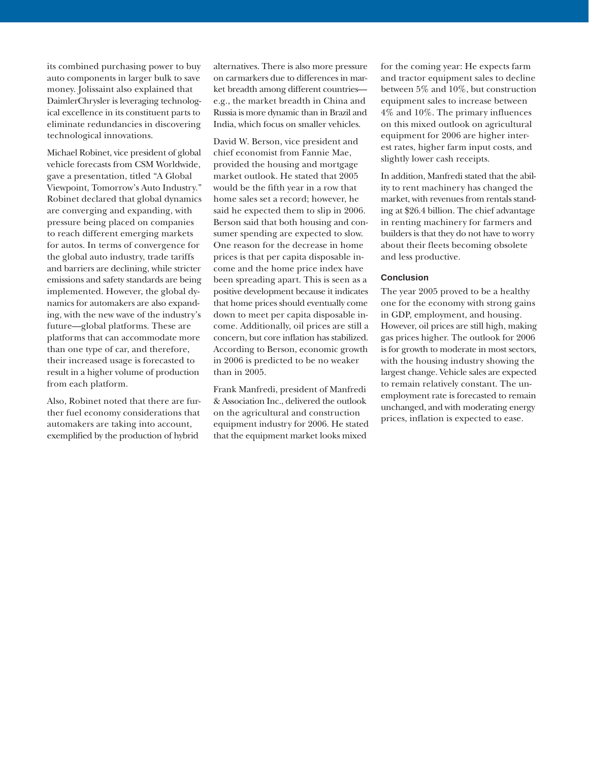its combined purchasing power to buy auto components in larger bulk to save money. Jolissaint also explained that DaimlerChrysler is leveraging technological excellence in its constituent parts to eliminate redundancies in discovering technological innovations.

Michael Robinet, vice president of global vehicle forecasts from CSM Worldwide, gave a presentation, titled "A Global Viewpoint, Tomorrow's Auto Industry." Robinet declared that global dynamics are converging and expanding, with pressure being placed on companies to reach different emerging markets for autos. In terms of convergence for the global auto industry, trade tariffs and barriers are declining, while stricter emissions and safety standards are being implemented. However, the global dynamics for automakers are also expanding, with the new wave of the industry's future—global platforms. These are platforms that can accommodate more than one type of car, and therefore, their increased usage is forecasted to result in a higher volume of production from each platform.

Also, Robinet noted that there are further fuel economy considerations that automakers are taking into account, exemplified by the production of hybrid alternatives. There is also more pressure on carmarkers due to differences in market breadth among different countries—e.g., the market breadth in China and Russia is more dynamic than in Brazil and India, which focus on smaller vehicles.

David W. Berson, vice president and chief economist from Fannie Mae, provided the housing and mortgage market outlook. He stated that 2005 would be the fifth year in a row that home sales set a record; however, he said he expected them to slip in 2006. Berson said that both housing and consumer spending are expected to slow. One reason for the decrease in home prices is that per capita disposable income and the home price index have been spreading apart. This is seen as a positive development because it indicates that home prices should eventually come down to meet per capita disposable income. Additionally, oil prices are still a concern, but core inflation has stabilized. According to Berson, economic growth in 2006 is predicted to be no weaker than in 2005.

Frank Manfredi, president of Manfredi & Association Inc., delivered the outlook on the agricultural and construction equipment industry for 2006. He stated that the equipment market looks mixed for the coming year: He expects farm and tractor equipment sales to decline between 5% and 10%, but construction equipment sales to increase between 4% and 10%. The primary influences on this mixed outlook on agricultural equipment for 2006 are higher interest rates, higher farm input costs, and slightly lower cash receipts.

In addition, Manfredi stated that the ability to rent machinery has changed the market, with revenues from rentals standing at $26.4 billion. The chief advantage in renting machinery for farmers and builders is that they do not have to worry about their fleets becoming obsolete and less productive.

### Conclusion

The year 2005 proved to be a healthy one for the economy with strong gains in GDP, employment, and housing. However, oil prices are still high, making gas prices higher. The outlook for 2006 is for growth to moderate in most sectors, with the housing industry showing the largest change. Vehicle sales are expected to remain relatively constant. The unemployment rate is forecasted to remain unchanged, and with moderating energy prices, inflation is expected to ease.